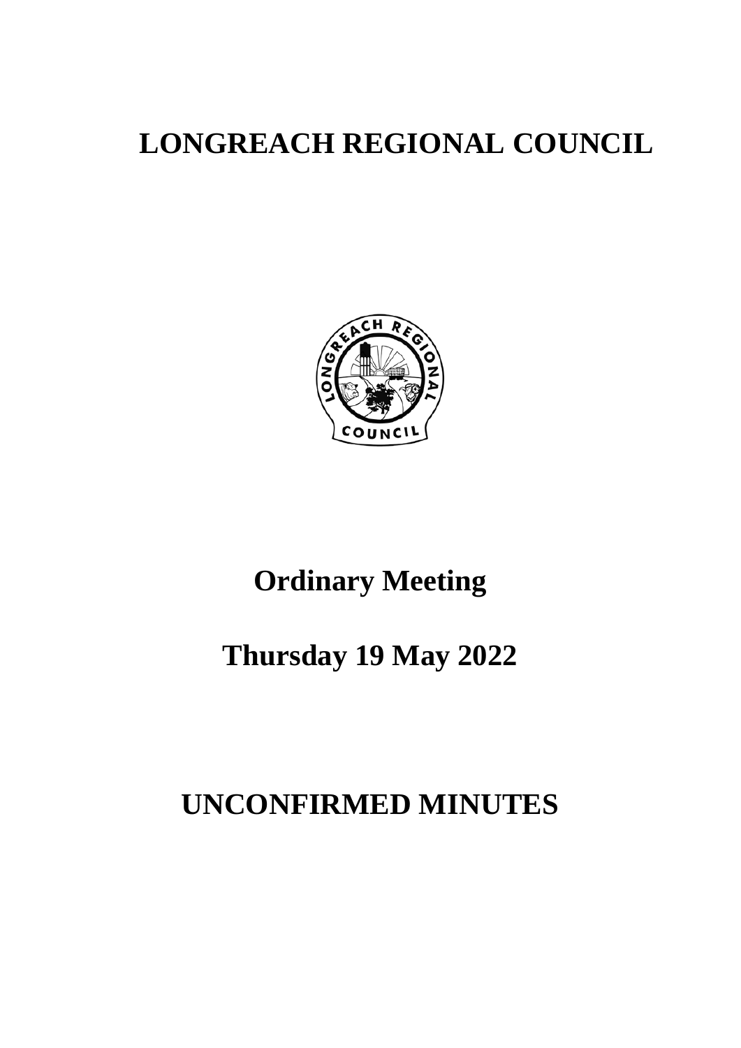# LONGREACH REGIONAL COUNCIL

# Ordinary Meeting

# Thursday 19 May 2022

# UNCONFIRMED MINUTES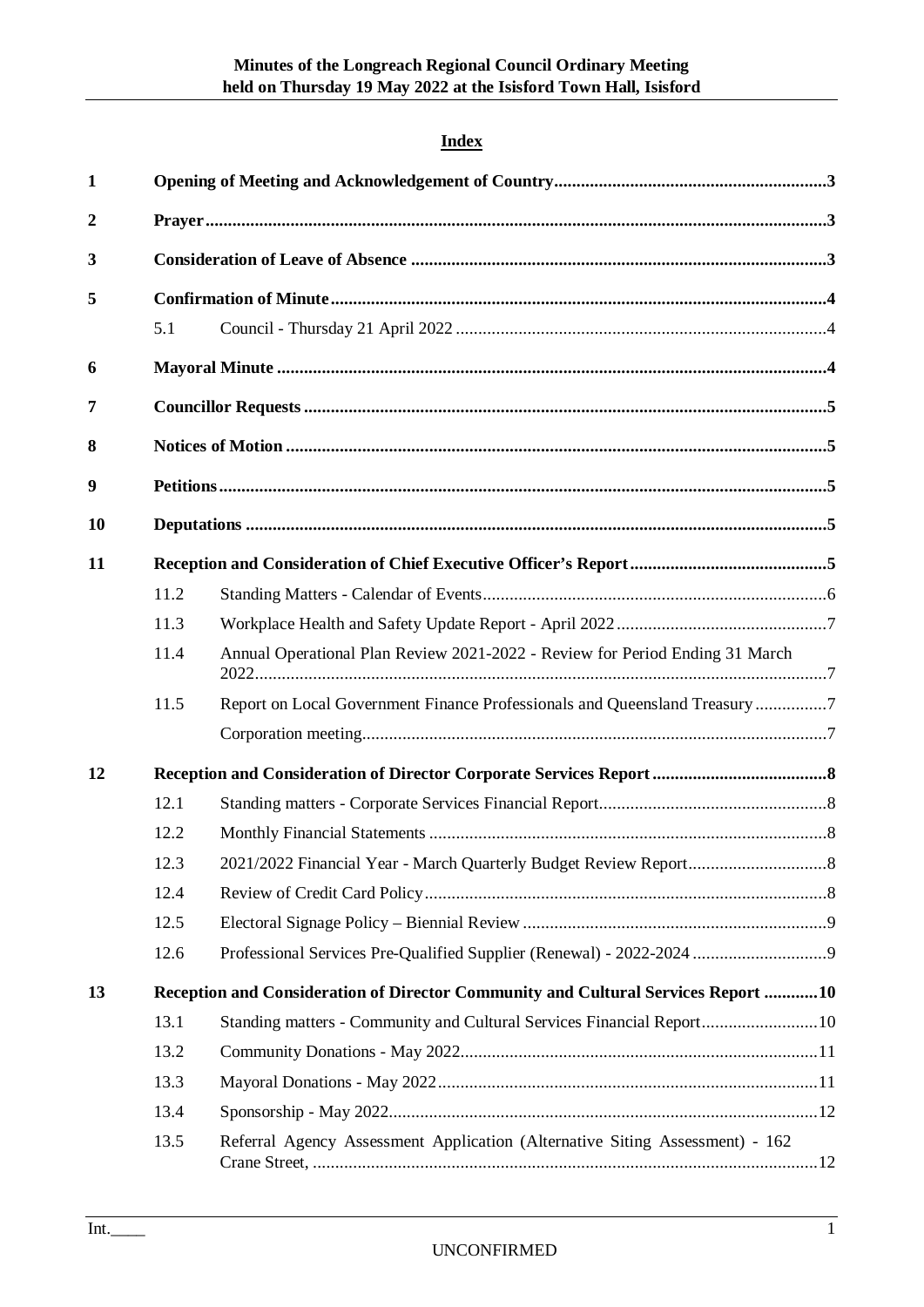**Index**

| | | | |
|---|---|---|---|
| **1** | **Opening of Meeting and Acknowledgement of Country** | | **3** |
| **2** | **Prayer** | | **3** |
| **3** | **Consideration of Leave of Absence** | | **3** |
| **5** | **Confirmation of Minute** | | **4** |
| | 5.1 | Council - Thursday 21 April 2022 | 4 |
| **6** | **Mayoral Minute** | | **4** |
| **7** | **Councillor Requests** | | **5** |
| **8** | **Notices of Motion** | | **5** |
| **9** | **Petitions** | | **5** |
| **10** | **Deputations** | | **5** |
| **11** | **Reception and Consideration of Chief Executive Officer's Report** | | **5** |
| | 11.2 | Standing Matters - Calendar of Events | 6 |
| | 11.3 | Workplace Health and Safety Update Report - April 2022 | 7 |
| | 11.4 | Annual Operational Plan Review 2021-2022 - Review for Period Ending 31 March 2022 | 7 |
| | 11.5 | Report on Local Government Finance Professionals and Queensland Treasury | 7 |
| | | Corporation meeting | 7 |
| **12** | **Reception and Consideration of Director Corporate Services Report** | | **8** |
| | 12.1 | Standing matters - Corporate Services Financial Report | 8 |
| | 12.2 | Monthly Financial Statements | 8 |
| | 12.3 | 2021/2022 Financial Year - March Quarterly Budget Review Report | 8 |
| | 12.4 | Review of Credit Card Policy | 8 |
| | 12.5 | Electoral Signage Policy – Biennial Review | 9 |
| | 12.6 | Professional Services Pre-Qualified Supplier (Renewal) - 2022-2024 | 9 |
| **13** | **Reception and Consideration of Director Community and Cultural Services Report** | | **10** |
| | 13.1 | Standing matters - Community and Cultural Services Financial Report | 10 |
| | 13.2 | Community Donations - May 2022 | 11 |
| | 13.3 | Mayoral Donations - May 2022 | 11 |
| | 13.4 | Sponsorship - May 2022 | 12 |
| | 13.5 | Referral Agency Assessment Application (Alternative Siting Assessment) - 162 Crane Street, | 12 |

Int.____

UNCONFIRMED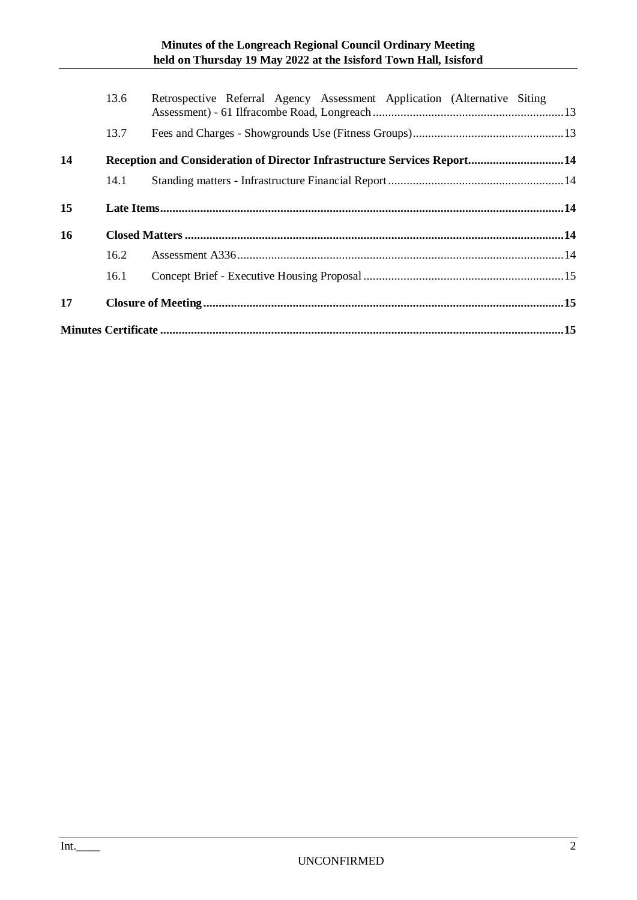| | | | |
|---|---|---|---|
| | 13.6 | Retrospective Referral Agency Assessment Application (Alternative Siting Assessment) - 61 Ilfracombe Road, Longreach | 13 |
| | 13.7 | Fees and Charges - Showgrounds Use (Fitness Groups) | 13 |
| **14** | **Reception and Consideration of Director Infrastructure Services Report** | | **14** |
| | 14.1 | Standing matters - Infrastructure Financial Report | 14 |
| **15** | **Late Items** | | **14** |
| **16** | **Closed Matters** | | **14** |
| | 16.2 | Assessment A336 | 14 |
| | 16.1 | Concept Brief - Executive Housing Proposal | 15 |
| **17** | **Closure of Meeting** | | **15** |
| **Minutes Certificate** | | | **15** |

Int.____

UNCONFIRMED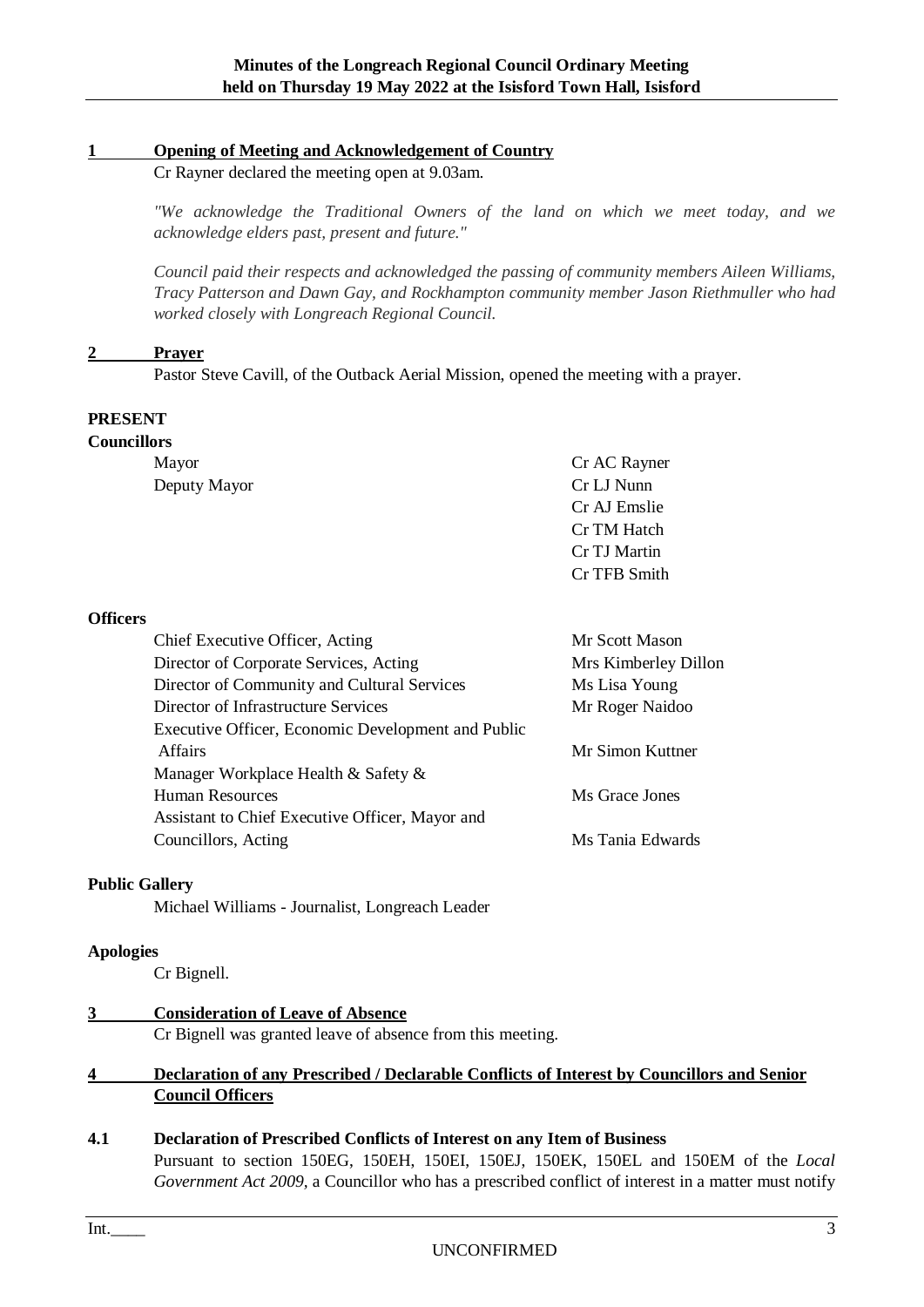## 1 Opening of Meeting and Acknowledgement of Country

Cr Rayner declared the meeting open at 9.03am.

*"We acknowledge the Traditional Owners of the land on which we meet today, and we acknowledge elders past, present and future."*

*Council paid their respects and acknowledged the passing of community members Aileen Williams, Tracy Patterson and Dawn Gay, and Rockhampton community member Jason Riethmuller who had worked closely with Longreach Regional Council.*

## 2 Prayer

Pastor Steve Cavill, of the Outback Aerial Mission, opened the meeting with a prayer.

**PRESENT**

**Councillors**

| | |
|---|---|
| Mayor | Cr AC Rayner |
| Deputy Mayor | Cr LJ Nunn |
| | Cr AJ Emslie |
| | Cr TM Hatch |
| | Cr TJ Martin |
| | Cr TFB Smith |

**Officers**

| | |
|---|---|
| Chief Executive Officer, Acting | Mr Scott Mason |
| Director of Corporate Services, Acting | Mrs Kimberley Dillon |
| Director of Community and Cultural Services | Ms Lisa Young |
| Director of Infrastructure Services | Mr Roger Naidoo |
| Executive Officer, Economic Development and Public Affairs | Mr Simon Kuttner |
| Manager Workplace Health & Safety & Human Resources | Ms Grace Jones |
| Assistant to Chief Executive Officer, Mayor and Councillors, Acting | Ms Tania Edwards |

**Public Gallery**

Michael Williams - Journalist, Longreach Leader

**Apologies**

Cr Bignell.

## 3 Consideration of Leave of Absence

Cr Bignell was granted leave of absence from this meeting.

## 4 Declaration of any Prescribed / Declarable Conflicts of Interest by Councillors and Senior Council Officers

### 4.1 Declaration of Prescribed Conflicts of Interest on any Item of Business

Pursuant to section 150EG, 150EH, 150EI, 150EJ, 150EK, 150EL and 150EM of the *Local Government Act 2009*, a Councillor who has a prescribed conflict of interest in a matter must notify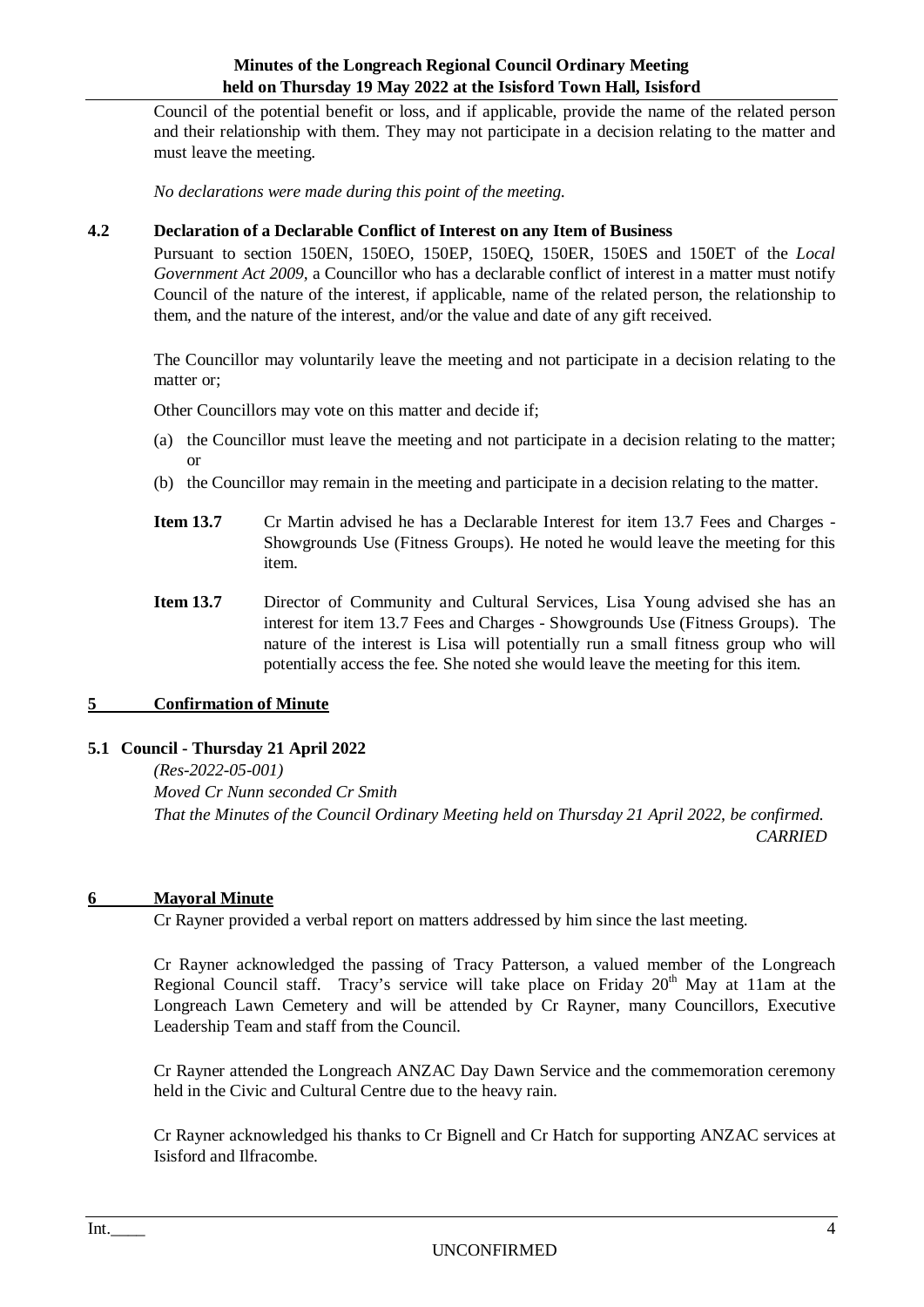Council of the potential benefit or loss, and if applicable, provide the name of the related person and their relationship with them. They may not participate in a decision relating to the matter and must leave the meeting.

*No declarations were made during this point of the meeting.*

### 4.2 Declaration of a Declarable Conflict of Interest on any Item of Business

Pursuant to section 150EN, 150EO, 150EP, 150EQ, 150ER, 150ES and 150ET of the *Local Government Act 2009*, a Councillor who has a declarable conflict of interest in a matter must notify Council of the nature of the interest, if applicable, name of the related person, the relationship to them, and the nature of the interest, and/or the value and date of any gift received.

The Councillor may voluntarily leave the meeting and not participate in a decision relating to the matter or;

Other Councillors may vote on this matter and decide if;

(a) the Councillor must leave the meeting and not participate in a decision relating to the matter; or

(b) the Councillor may remain in the meeting and participate in a decision relating to the matter.

**Item 13.7** Cr Martin advised he has a Declarable Interest for item 13.7 Fees and Charges - Showgrounds Use (Fitness Groups). He noted he would leave the meeting for this item.

**Item 13.7** Director of Community and Cultural Services, Lisa Young advised she has an interest for item 13.7 Fees and Charges - Showgrounds Use (Fitness Groups). The nature of the interest is Lisa will potentially run a small fitness group who will potentially access the fee. She noted she would leave the meeting for this item.

## 5 Confirmation of Minute

### 5.1 Council - Thursday 21 April 2022

*(Res-2022-05-001)*
*Moved Cr Nunn seconded Cr Smith*
*That the Minutes of the Council Ordinary Meeting held on Thursday 21 April 2022, be confirmed.*
*CARRIED*

## 6 Mayoral Minute

Cr Rayner provided a verbal report on matters addressed by him since the last meeting.

Cr Rayner acknowledged the passing of Tracy Patterson, a valued member of the Longreach Regional Council staff. Tracy's service will take place on Friday 20th May at 11am at the Longreach Lawn Cemetery and will be attended by Cr Rayner, many Councillors, Executive Leadership Team and staff from the Council.

Cr Rayner attended the Longreach ANZAC Day Dawn Service and the commemoration ceremony held in the Civic and Cultural Centre due to the heavy rain.

Cr Rayner acknowledged his thanks to Cr Bignell and Cr Hatch for supporting ANZAC services at Isisford and Ilfracombe.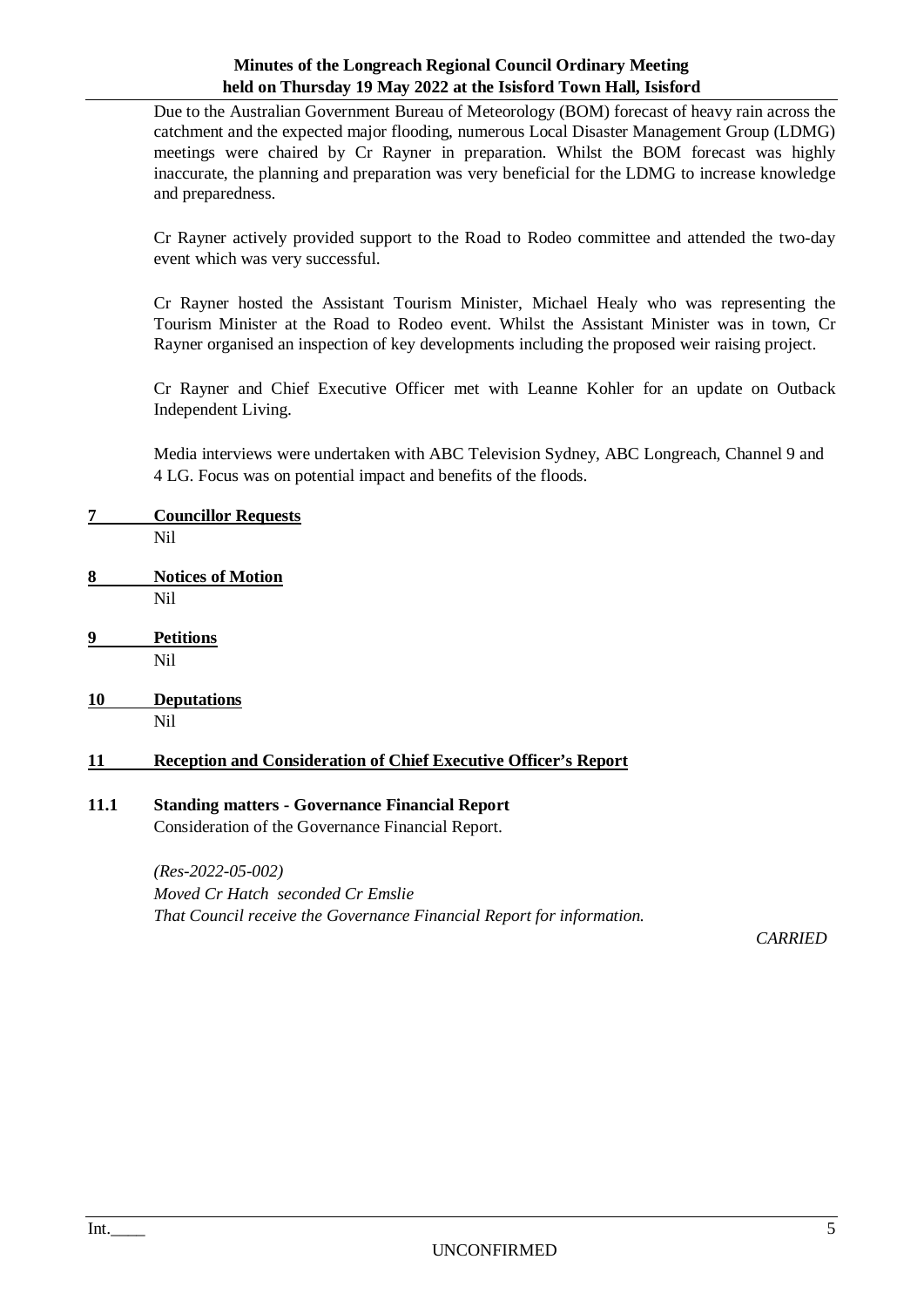Due to the Australian Government Bureau of Meteorology (BOM) forecast of heavy rain across the catchment and the expected major flooding, numerous Local Disaster Management Group (LDMG) meetings were chaired by Cr Rayner in preparation. Whilst the BOM forecast was highly inaccurate, the planning and preparation was very beneficial for the LDMG to increase knowledge and preparedness.

Cr Rayner actively provided support to the Road to Rodeo committee and attended the two-day event which was very successful.

Cr Rayner hosted the Assistant Tourism Minister, Michael Healy who was representing the Tourism Minister at the Road to Rodeo event. Whilst the Assistant Minister was in town, Cr Rayner organised an inspection of key developments including the proposed weir raising project.

Cr Rayner and Chief Executive Officer met with Leanne Kohler for an update on Outback Independent Living.

Media interviews were undertaken with ABC Television Sydney, ABC Longreach, Channel 9 and 4 LG. Focus was on potential impact and benefits of the floods.

## 7 Councillor Requests

Nil

## 8 Notices of Motion

Nil

## 9 Petitions

Nil

## 10 Deputations

Nil

## 11 Reception and Consideration of Chief Executive Officer's Report

### 11.1 Standing matters - Governance Financial Report

Consideration of the Governance Financial Report.

*(Res-2022-05-002)*
*Moved Cr Hatch seconded Cr Emslie*
*That Council receive the Governance Financial Report for information.*

*CARRIED*

Int.____

UNCONFIRMED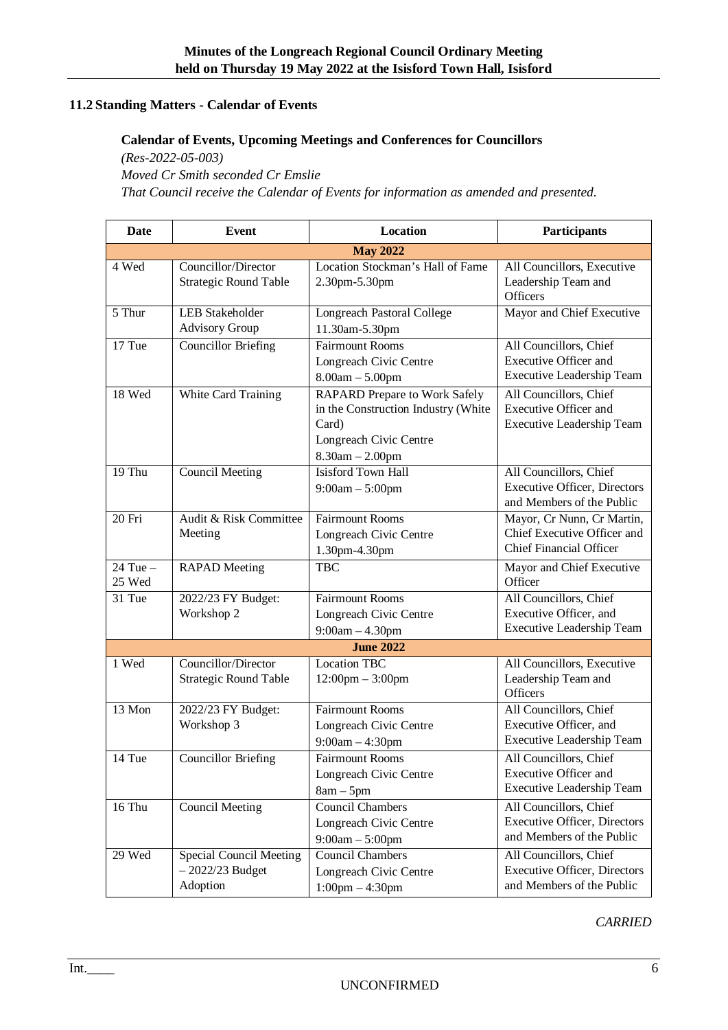## 11.2 Standing Matters - Calendar of Events

### Calendar of Events, Upcoming Meetings and Conferences for Councillors

*(Res-2022-05-003)*

*Moved Cr Smith seconded Cr Emslie*

*That Council receive the Calendar of Events for information as amended and presented.*

| Date | Event | Location | Participants |
|---|---|---|---|
| **May 2022** | | | |
| 4 Wed | Councillor/Director Strategic Round Table | Location Stockman's Hall of Fame 2.30pm-5.30pm | All Councillors, Executive Leadership Team and Officers |
| 5 Thur | LEB Stakeholder Advisory Group | Longreach Pastoral College 11.30am-5.30pm | Mayor and Chief Executive |
| 17 Tue | Councillor Briefing | Fairmount Rooms Longreach Civic Centre 8.00am – 5.00pm | All Councillors, Chief Executive Officer and Executive Leadership Team |
| 18 Wed | White Card Training | RAPARD Prepare to Work Safely in the Construction Industry (White Card) Longreach Civic Centre 8.30am – 2.00pm | All Councillors, Chief Executive Officer and Executive Leadership Team |
| 19 Thu | Council Meeting | Isisford Town Hall 9:00am – 5:00pm | All Councillors, Chief Executive Officer, Directors and Members of the Public |
| 20 Fri | Audit & Risk Committee Meeting | Fairmount Rooms Longreach Civic Centre 1.30pm-4.30pm | Mayor, Cr Nunn, Cr Martin, Chief Executive Officer and Chief Financial Officer |
| 24 Tue – 25 Wed | RAPAD Meeting | TBC | Mayor and Chief Executive Officer |
| 31 Tue | 2022/23 FY Budget: Workshop 2 | Fairmount Rooms Longreach Civic Centre 9:00am – 4.30pm | All Councillors, Chief Executive Officer, and Executive Leadership Team |
| **June 2022** | | | |
| 1 Wed | Councillor/Director Strategic Round Table | Location TBC 12:00pm – 3:00pm | All Councillors, Executive Leadership Team and Officers |
| 13 Mon | 2022/23 FY Budget: Workshop 3 | Fairmount Rooms Longreach Civic Centre 9:00am – 4:30pm | All Councillors, Chief Executive Officer, and Executive Leadership Team |
| 14 Tue | Councillor Briefing | Fairmount Rooms Longreach Civic Centre 8am – 5pm | All Councillors, Chief Executive Officer and Executive Leadership Team |
| 16 Thu | Council Meeting | Council Chambers Longreach Civic Centre 9:00am – 5:00pm | All Councillors, Chief Executive Officer, Directors and Members of the Public |
| 29 Wed | Special Council Meeting – 2022/23 Budget Adoption | Council Chambers Longreach Civic Centre 1:00pm – 4:30pm | All Councillors, Chief Executive Officer, Directors and Members of the Public |

*CARRIED*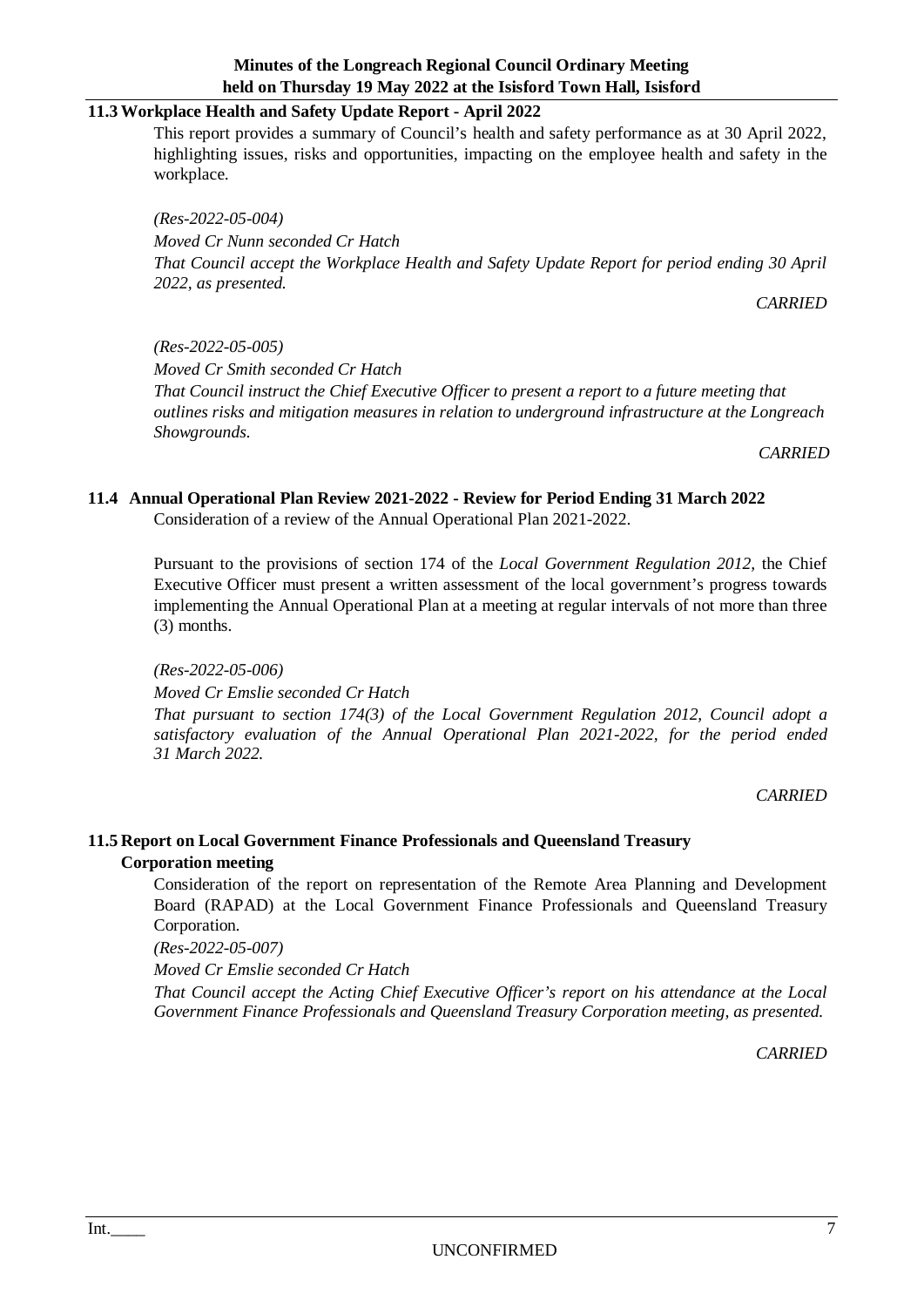## 11.3 Workplace Health and Safety Update Report - April 2022

This report provides a summary of Council's health and safety performance as at 30 April 2022, highlighting issues, risks and opportunities, impacting on the employee health and safety in the workplace.

*(Res-2022-05-004)*

*Moved Cr Nunn seconded Cr Hatch*

*That Council accept the Workplace Health and Safety Update Report for period ending 30 April 2022, as presented.*

*CARRIED*

*(Res-2022-05-005)*

*Moved Cr Smith seconded Cr Hatch*

*That Council instruct the Chief Executive Officer to present a report to a future meeting that outlines risks and mitigation measures in relation to underground infrastructure at the Longreach Showgrounds.*

*CARRIED*

## 11.4 Annual Operational Plan Review 2021-2022 - Review for Period Ending 31 March 2022

Consideration of a review of the Annual Operational Plan 2021-2022.

Pursuant to the provisions of section 174 of the *Local Government Regulation 2012*, the Chief Executive Officer must present a written assessment of the local government's progress towards implementing the Annual Operational Plan at a meeting at regular intervals of not more than three (3) months.

*(Res-2022-05-006)*

*Moved Cr Emslie seconded Cr Hatch*

*That pursuant to section 174(3) of the Local Government Regulation 2012, Council adopt a satisfactory evaluation of the Annual Operational Plan 2021-2022, for the period ended 31 March 2022.*

*CARRIED*

## 11.5 Report on Local Government Finance Professionals and Queensland Treasury Corporation meeting

Consideration of the report on representation of the Remote Area Planning and Development Board (RAPAD) at the Local Government Finance Professionals and Queensland Treasury Corporation.

*(Res-2022-05-007)*

*Moved Cr Emslie seconded Cr Hatch*

*That Council accept the Acting Chief Executive Officer's report on his attendance at the Local Government Finance Professionals and Queensland Treasury Corporation meeting, as presented.*

*CARRIED*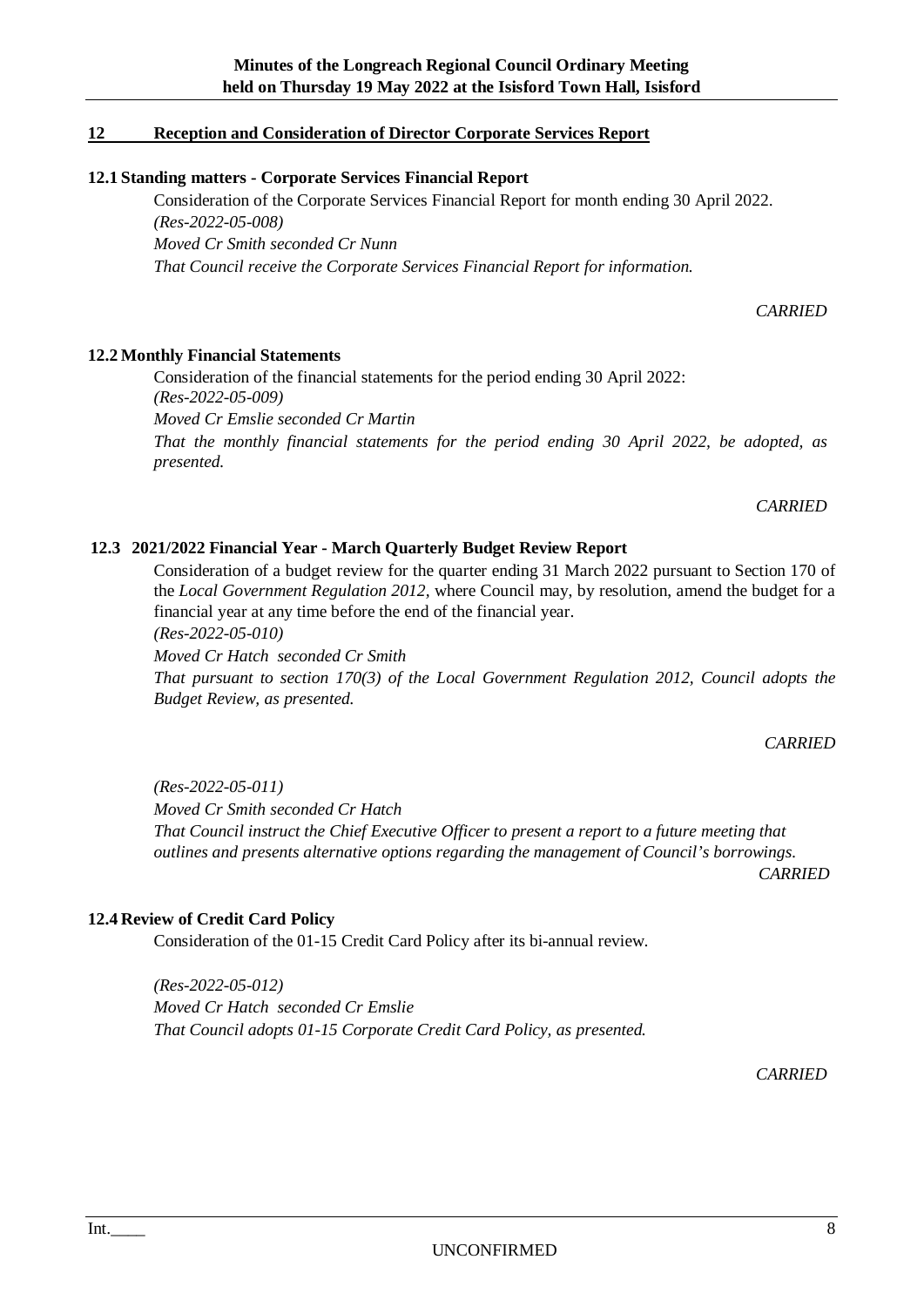## 12 Reception and Consideration of Director Corporate Services Report

### 12.1 Standing matters - Corporate Services Financial Report

Consideration of the Corporate Services Financial Report for month ending 30 April 2022.

*(Res-2022-05-008)*

*Moved Cr Smith seconded Cr Nunn*

*That Council receive the Corporate Services Financial Report for information.*

*CARRIED*

### 12.2 Monthly Financial Statements

Consideration of the financial statements for the period ending 30 April 2022:

*(Res-2022-05-009)*

*Moved Cr Emslie seconded Cr Martin*

*That the monthly financial statements for the period ending 30 April 2022, be adopted, as presented.*

*CARRIED*

### 12.3 2021/2022 Financial Year - March Quarterly Budget Review Report

Consideration of a budget review for the quarter ending 31 March 2022 pursuant to Section 170 of the *Local Government Regulation 2012*, where Council may, by resolution, amend the budget for a financial year at any time before the end of the financial year.

*(Res-2022-05-010)*

*Moved Cr Hatch seconded Cr Smith*

*That pursuant to section 170(3) of the Local Government Regulation 2012, Council adopts the Budget Review, as presented.*

*CARRIED*

*(Res-2022-05-011)*

*Moved Cr Smith seconded Cr Hatch*

*That Council instruct the Chief Executive Officer to present a report to a future meeting that outlines and presents alternative options regarding the management of Council's borrowings.*

*CARRIED*

### 12.4 Review of Credit Card Policy

Consideration of the 01-15 Credit Card Policy after its bi-annual review.

*(Res-2022-05-012)*

*Moved Cr Hatch seconded Cr Emslie*

*That Council adopts 01-15 Corporate Credit Card Policy, as presented.*

*CARRIED*

Int.____

UNCONFIRMED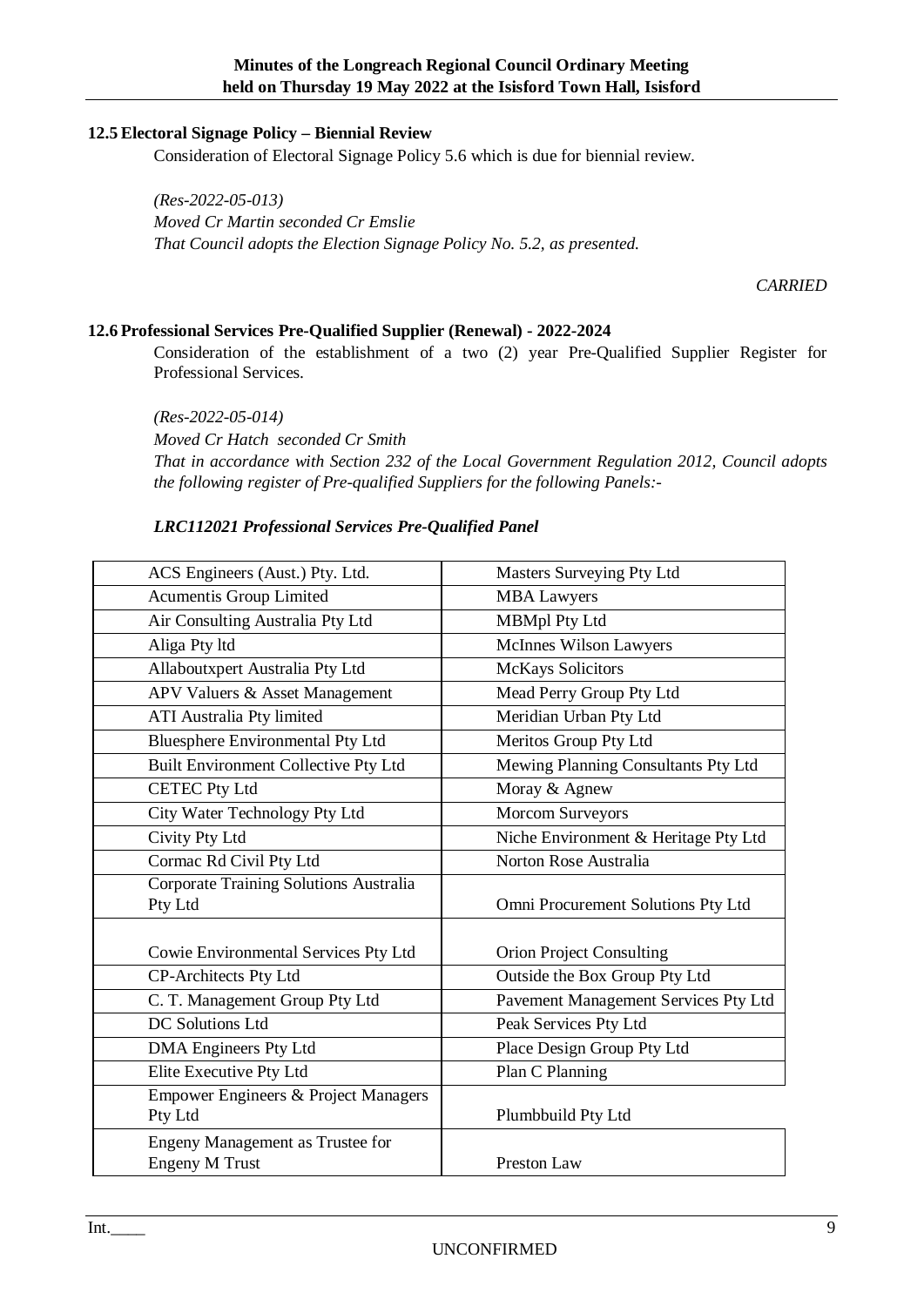### 12.5 Electoral Signage Policy – Biennial Review

Consideration of Electoral Signage Policy 5.6 which is due for biennial review.

*(Res-2022-05-013)*
*Moved Cr Martin seconded Cr Emslie*
*That Council adopts the Election Signage Policy No. 5.2, as presented.*

*CARRIED*

### 12.6 Professional Services Pre-Qualified Supplier (Renewal) - 2022-2024

Consideration of the establishment of a two (2) year Pre-Qualified Supplier Register for Professional Services.

*(Res-2022-05-014)*
*Moved Cr Hatch seconded Cr Smith*
*That in accordance with Section 232 of the Local Government Regulation 2012, Council adopts the following register of Pre-qualified Suppliers for the following Panels:-*

***LRC112021 Professional Services Pre-Qualified Panel***

| | |
|---|---|
| ACS Engineers (Aust.) Pty. Ltd. | Masters Surveying Pty Ltd |
| Acumentis Group Limited | MBA Lawyers |
| Air Consulting Australia Pty Ltd | MBMpl Pty Ltd |
| Aliga Pty ltd | McInnes Wilson Lawyers |
| Allaboutxpert Australia Pty Ltd | McKays Solicitors |
| APV Valuers & Asset Management | Mead Perry Group Pty Ltd |
| ATI Australia Pty limited | Meridian Urban Pty Ltd |
| Bluesphere Environmental Pty Ltd | Meritos Group Pty Ltd |
| Built Environment Collective Pty Ltd | Mewing Planning Consultants Pty Ltd |
| CETEC Pty Ltd | Moray & Agnew |
| City Water Technology Pty Ltd | Morcom Surveyors |
| Civity Pty Ltd | Niche Environment & Heritage Pty Ltd |
| Cormac Rd Civil Pty Ltd | Norton Rose Australia |
| Corporate Training Solutions Australia Pty Ltd | Omni Procurement Solutions Pty Ltd |
| Cowie Environmental Services Pty Ltd | Orion Project Consulting |
| CP-Architects Pty Ltd | Outside the Box Group Pty Ltd |
| C. T. Management Group Pty Ltd | Pavement Management Services Pty Ltd |
| DC Solutions Ltd | Peak Services Pty Ltd |
| DMA Engineers Pty Ltd | Place Design Group Pty Ltd |
| Elite Executive Pty Ltd | Plan C Planning |
| Empower Engineers & Project Managers Pty Ltd | Plumbbuild Pty Ltd |
| Engeny Management as Trustee for Engeny M Trust | Preston Law |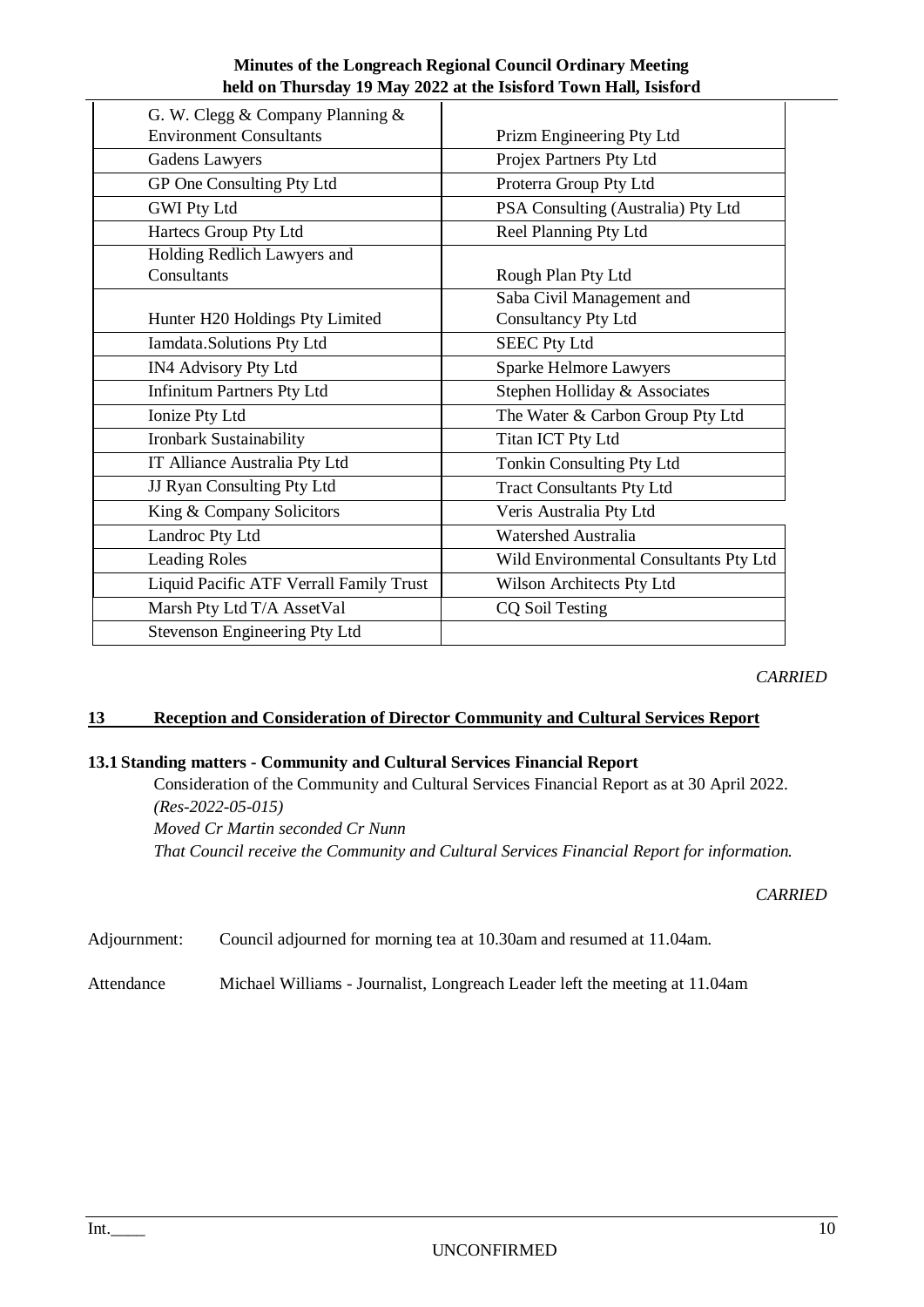| | |
|---|---|
| G. W. Clegg & Company Planning & Environment Consultants | Prizm Engineering Pty Ltd |
| Gadens Lawyers | Projex Partners Pty Ltd |
| GP One Consulting Pty Ltd | Proterra Group Pty Ltd |
| GWI Pty Ltd | PSA Consulting (Australia) Pty Ltd |
| Hartecs Group Pty Ltd | Reel Planning Pty Ltd |
| Holding Redlich Lawyers and Consultants | Rough Plan Pty Ltd |
| Hunter H20 Holdings Pty Limited | Saba Civil Management and Consultancy Pty Ltd |
| Iamdata.Solutions Pty Ltd | SEEC Pty Ltd |
| IN4 Advisory Pty Ltd | Sparke Helmore Lawyers |
| Infinitum Partners Pty Ltd | Stephen Holliday & Associates |
| Ionize Pty Ltd | The Water & Carbon Group Pty Ltd |
| Ironbark Sustainability | Titan ICT Pty Ltd |
| IT Alliance Australia Pty Ltd | Tonkin Consulting Pty Ltd |
| JJ Ryan Consulting Pty Ltd | Tract Consultants Pty Ltd |
| King & Company Solicitors | Veris Australia Pty Ltd |
| Landroc Pty Ltd | Watershed Australia |
| Leading Roles | Wild Environmental Consultants Pty Ltd |
| Liquid Pacific ATF Verrall Family Trust | Wilson Architects Pty Ltd |
| Marsh Pty Ltd T/A AssetVal | CQ Soil Testing |
| Stevenson Engineering Pty Ltd | |

*CARRIED*

## 13 Reception and Consideration of Director Community and Cultural Services Report

### 13.1 Standing matters - Community and Cultural Services Financial Report

Consideration of the Community and Cultural Services Financial Report as at 30 April 2022.

*(Res-2022-05-015)*

*Moved Cr Martin seconded Cr Nunn*

*That Council receive the Community and Cultural Services Financial Report for information.*

*CARRIED*

Adjournment: Council adjourned for morning tea at 10.30am and resumed at 11.04am.

Attendance Michael Williams - Journalist, Longreach Leader left the meeting at 11.04am

Int.____

UNCONFIRMED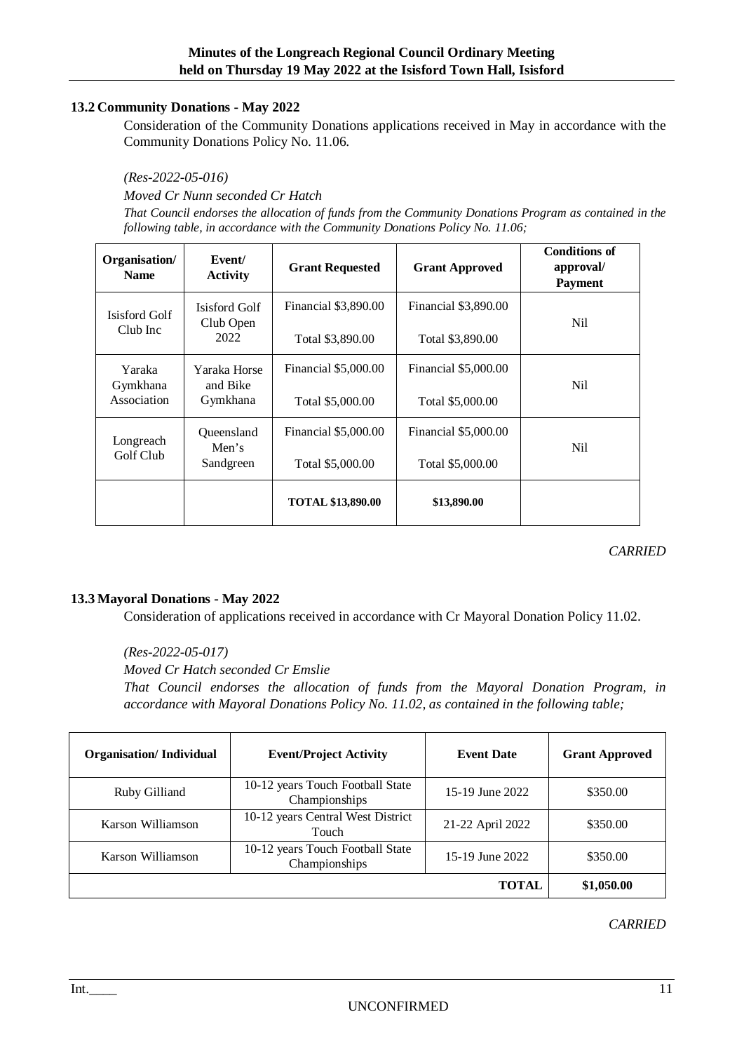### 13.2 Community Donations - May 2022

Consideration of the Community Donations applications received in May in accordance with the Community Donations Policy No. 11.06.

*(Res-2022-05-016)*

*Moved Cr Nunn seconded Cr Hatch*

*That Council endorses the allocation of funds from the Community Donations Program as contained in the following table, in accordance with the Community Donations Policy No. 11.06;*

| Organisation/ Name | Event/ Activity | Grant Requested | Grant Approved | Conditions of approval/ Payment |
|---|---|---|---|---|
| Isisford Golf Club Inc | Isisford Golf Club Open 2022 | Financial $3,890.00<br>Total $3,890.00 | Financial $3,890.00<br>Total $3,890.00 | Nil |
| Yaraka Gymkhana Association | Yaraka Horse and Bike Gymkhana | Financial $5,000.00<br>Total $5,000.00 | Financial $5,000.00<br>Total $5,000.00 | Nil |
| Longreach Golf Club | Queensland Men's Sandgreen | Financial $5,000.00<br>Total $5,000.00 | Financial $5,000.00<br>Total $5,000.00 | Nil |
| | | **TOTAL $13,890.00** | **$13,890.00** | |

*CARRIED*

### 13.3 Mayoral Donations - May 2022

Consideration of applications received in accordance with Cr Mayoral Donation Policy 11.02.

*(Res-2022-05-017)*

*Moved Cr Hatch seconded Cr Emslie*

*That Council endorses the allocation of funds from the Mayoral Donation Program, in accordance with Mayoral Donations Policy No. 11.02, as contained in the following table;*

| Organisation/ Individual | Event/Project Activity | Event Date | Grant Approved |
|---|---|---|---|
| Ruby Gilliand | 10-12 years Touch Football State Championships | 15-19 June 2022 | $350.00 |
| Karson Williamson | 10-12 years Central West District Touch | 21-22 April 2022 | $350.00 |
| Karson Williamson | 10-12 years Touch Football State Championships | 15-19 June 2022 | $350.00 |
| | | **TOTAL** | **$1,050.00** |

*CARRIED*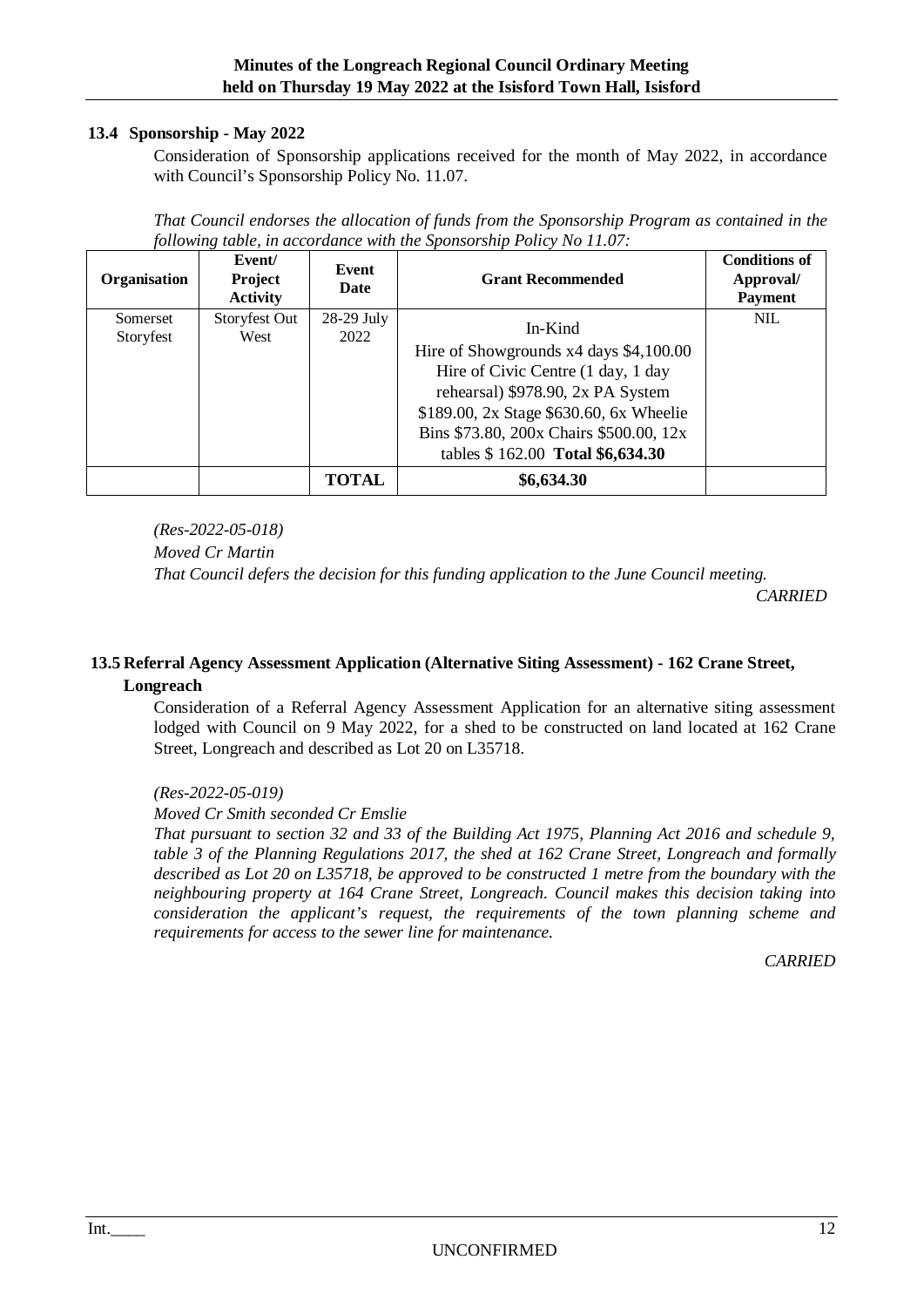### 13.4 Sponsorship - May 2022

Consideration of Sponsorship applications received for the month of May 2022, in accordance with Council's Sponsorship Policy No. 11.07.

*That Council endorses the allocation of funds from the Sponsorship Program as contained in the following table, in accordance with the Sponsorship Policy No 11.07:*

| Organisation | Event/ Project Activity | Event Date | Grant Recommended | Conditions of Approval/ Payment |
|---|---|---|---|---|
| Somerset Storyfest | Storyfest Out West | 28-29 July 2022 | In-Kind<br>Hire of Showgrounds x4 days $4,100.00 Hire of Civic Centre (1 day, 1 day rehearsal) $978.90, 2x PA System $189.00, 2x Stage $630.60, 6x Wheelie Bins $73.80, 200x Chairs $500.00, 12x tables $ 162.00 **Total $6,634.30** | NIL |
| | | **TOTAL** | **$6,634.30** | |

*(Res-2022-05-018)*

*Moved Cr Martin*

*That Council defers the decision for this funding application to the June Council meeting.*

*CARRIED*

### 13.5 Referral Agency Assessment Application (Alternative Siting Assessment) - 162 Crane Street, Longreach

Consideration of a Referral Agency Assessment Application for an alternative siting assessment lodged with Council on 9 May 2022, for a shed to be constructed on land located at 162 Crane Street, Longreach and described as Lot 20 on L35718.

*(Res-2022-05-019)*

*Moved Cr Smith seconded Cr Emslie*

*That pursuant to section 32 and 33 of the Building Act 1975, Planning Act 2016 and schedule 9, table 3 of the Planning Regulations 2017, the shed at 162 Crane Street, Longreach and formally described as Lot 20 on L35718, be approved to be constructed 1 metre from the boundary with the neighbouring property at 164 Crane Street, Longreach. Council makes this decision taking into consideration the applicant's request, the requirements of the town planning scheme and requirements for access to the sewer line for maintenance.*

*CARRIED*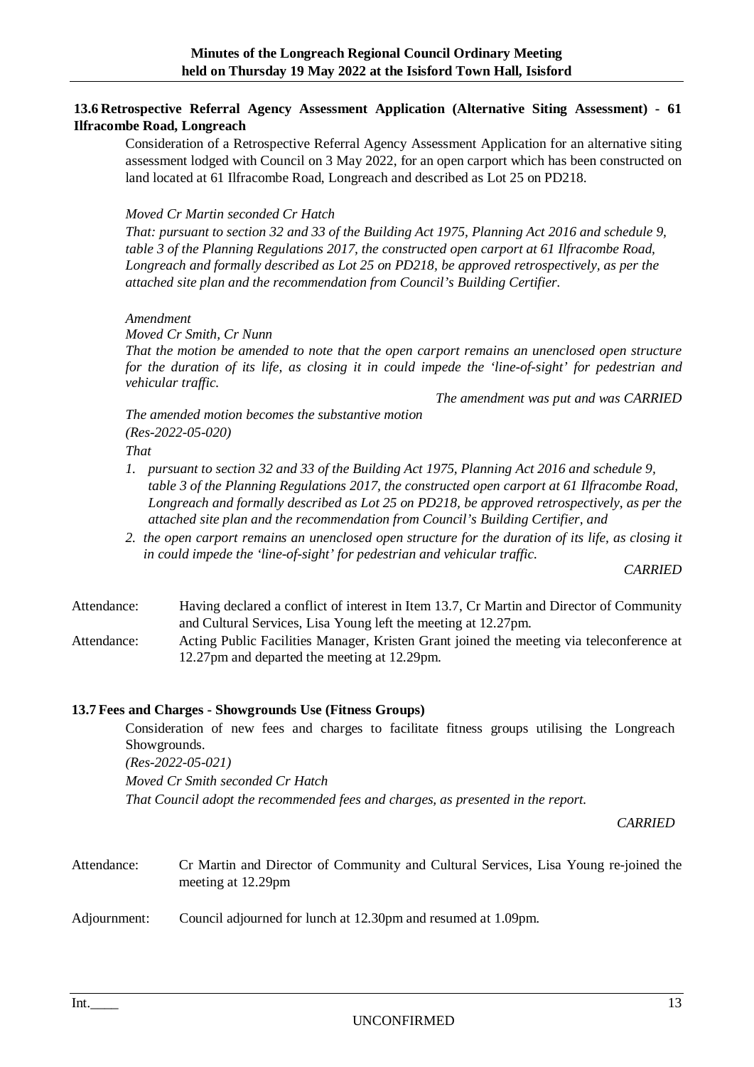### 13.6 Retrospective Referral Agency Assessment Application (Alternative Siting Assessment) - 61 Ilfracombe Road, Longreach

Consideration of a Retrospective Referral Agency Assessment Application for an alternative siting assessment lodged with Council on 3 May 2022, for an open carport which has been constructed on land located at 61 Ilfracombe Road, Longreach and described as Lot 25 on PD218.

*Moved Cr Martin seconded Cr Hatch*

*That: pursuant to section 32 and 33 of the Building Act 1975, Planning Act 2016 and schedule 9, table 3 of the Planning Regulations 2017, the constructed open carport at 61 Ilfracombe Road, Longreach and formally described as Lot 25 on PD218, be approved retrospectively, as per the attached site plan and the recommendation from Council's Building Certifier.*

*Amendment*

*Moved Cr Smith, Cr Nunn*

*That the motion be amended to note that the open carport remains an unenclosed open structure for the duration of its life, as closing it in could impede the 'line-of-sight' for pedestrian and vehicular traffic.*

*The amendment was put and was CARRIED*

*The amended motion becomes the substantive motion*

*(Res-2022-05-020)*

*That*

1. *pursuant to section 32 and 33 of the Building Act 1975, Planning Act 2016 and schedule 9, table 3 of the Planning Regulations 2017, the constructed open carport at 61 Ilfracombe Road, Longreach and formally described as Lot 25 on PD218, be approved retrospectively, as per the attached site plan and the recommendation from Council's Building Certifier, and*
2. *the open carport remains an unenclosed open structure for the duration of its life, as closing it in could impede the 'line-of-sight' for pedestrian and vehicular traffic.*

*CARRIED*

Attendance: Having declared a conflict of interest in Item 13.7, Cr Martin and Director of Community and Cultural Services, Lisa Young left the meeting at 12.27pm.

Attendance: Acting Public Facilities Manager, Kristen Grant joined the meeting via teleconference at 12.27pm and departed the meeting at 12.29pm.

### 13.7 Fees and Charges - Showgrounds Use (Fitness Groups)

Consideration of new fees and charges to facilitate fitness groups utilising the Longreach Showgrounds.

*(Res-2022-05-021)*

*Moved Cr Smith seconded Cr Hatch*

*That Council adopt the recommended fees and charges, as presented in the report.*

*CARRIED*

Attendance: Cr Martin and Director of Community and Cultural Services, Lisa Young re-joined the meeting at 12.29pm

Adjournment: Council adjourned for lunch at 12.30pm and resumed at 1.09pm.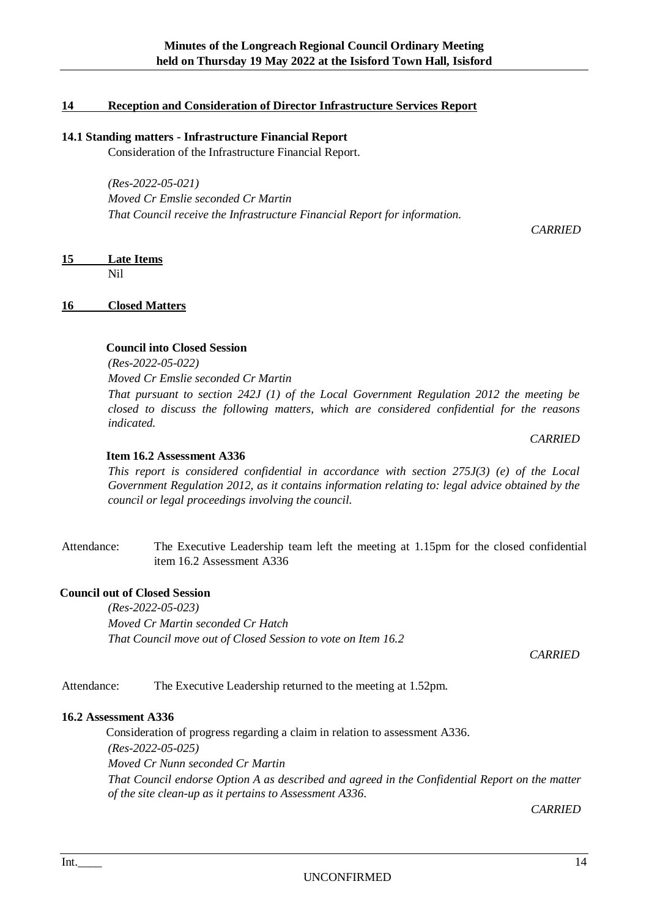## 14 Reception and Consideration of Director Infrastructure Services Report

### 14.1 Standing matters - Infrastructure Financial Report

Consideration of the Infrastructure Financial Report.

*(Res-2022-05-021)*
*Moved Cr Emslie seconded Cr Martin*
*That Council receive the Infrastructure Financial Report for information.*

*CARRIED*

## 15 Late Items

Nil

## 16 Closed Matters

**Council into Closed Session**

*(Res-2022-05-022)*
*Moved Cr Emslie seconded Cr Martin*
*That pursuant to section 242J (1) of the Local Government Regulation 2012 the meeting be closed to discuss the following matters, which are considered confidential for the reasons indicated.*

*CARRIED*

**Item 16.2 Assessment A336**

*This report is considered confidential in accordance with section 275J(3) (e) of the Local Government Regulation 2012, as it contains information relating to: legal advice obtained by the council or legal proceedings involving the council.*

Attendance: The Executive Leadership team left the meeting at 1.15pm for the closed confidential item 16.2 Assessment A336

**Council out of Closed Session**

*(Res-2022-05-023)*
*Moved Cr Martin seconded Cr Hatch*
*That Council move out of Closed Session to vote on Item 16.2*

*CARRIED*

Attendance: The Executive Leadership returned to the meeting at 1.52pm.

### 16.2 Assessment A336

Consideration of progress regarding a claim in relation to assessment A336.

*(Res-2022-05-025)*
*Moved Cr Nunn seconded Cr Martin*
*That Council endorse Option A as described and agreed in the Confidential Report on the matter of the site clean-up as it pertains to Assessment A336.*

*CARRIED*

Int.____

UNCONFIRMED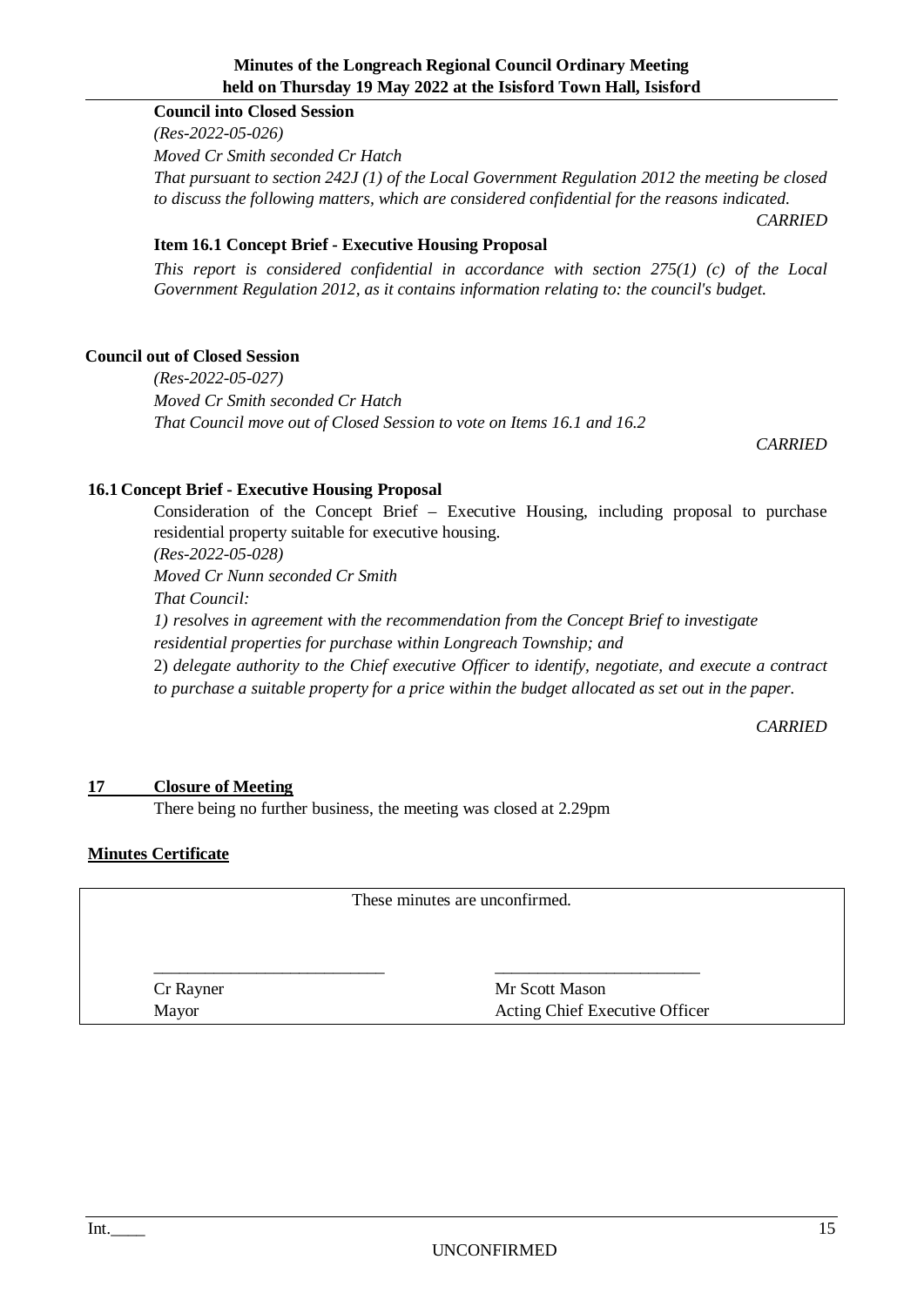**Council into Closed Session**

*(Res-2022-05-026)*

*Moved Cr Smith seconded Cr Hatch*

*That pursuant to section 242J (1) of the Local Government Regulation 2012 the meeting be closed to discuss the following matters, which are considered confidential for the reasons indicated.*

*CARRIED*

**Item 16.1 Concept Brief - Executive Housing Proposal**

*This report is considered confidential in accordance with section 275(1) (c) of the Local Government Regulation 2012, as it contains information relating to: the council's budget.*

**Council out of Closed Session**

*(Res-2022-05-027)*

*Moved Cr Smith seconded Cr Hatch*

*That Council move out of Closed Session to vote on Items 16.1 and 16.2*

*CARRIED*

**16.1 Concept Brief - Executive Housing Proposal**

Consideration of the Concept Brief – Executive Housing, including proposal to purchase residential property suitable for executive housing.

*(Res-2022-05-028)*

*Moved Cr Nunn seconded Cr Smith*

*That Council:*

*1) resolves in agreement with the recommendation from the Concept Brief to investigate residential properties for purchase within Longreach Township; and*

2) *delegate authority to the Chief executive Officer to identify, negotiate, and execute a contract to purchase a suitable property for a price within the budget allocated as set out in the paper.*

*CARRIED*

## 17 Closure of Meeting

There being no further business, the meeting was closed at 2.29pm

**Minutes Certificate**

These minutes are unconfirmed.

| | |
|---|---|
| ___________________________ | ________________________ |
| Cr Rayner | Mr Scott Mason |
| Mayor | Acting Chief Executive Officer |

Int.____

UNCONFIRMED